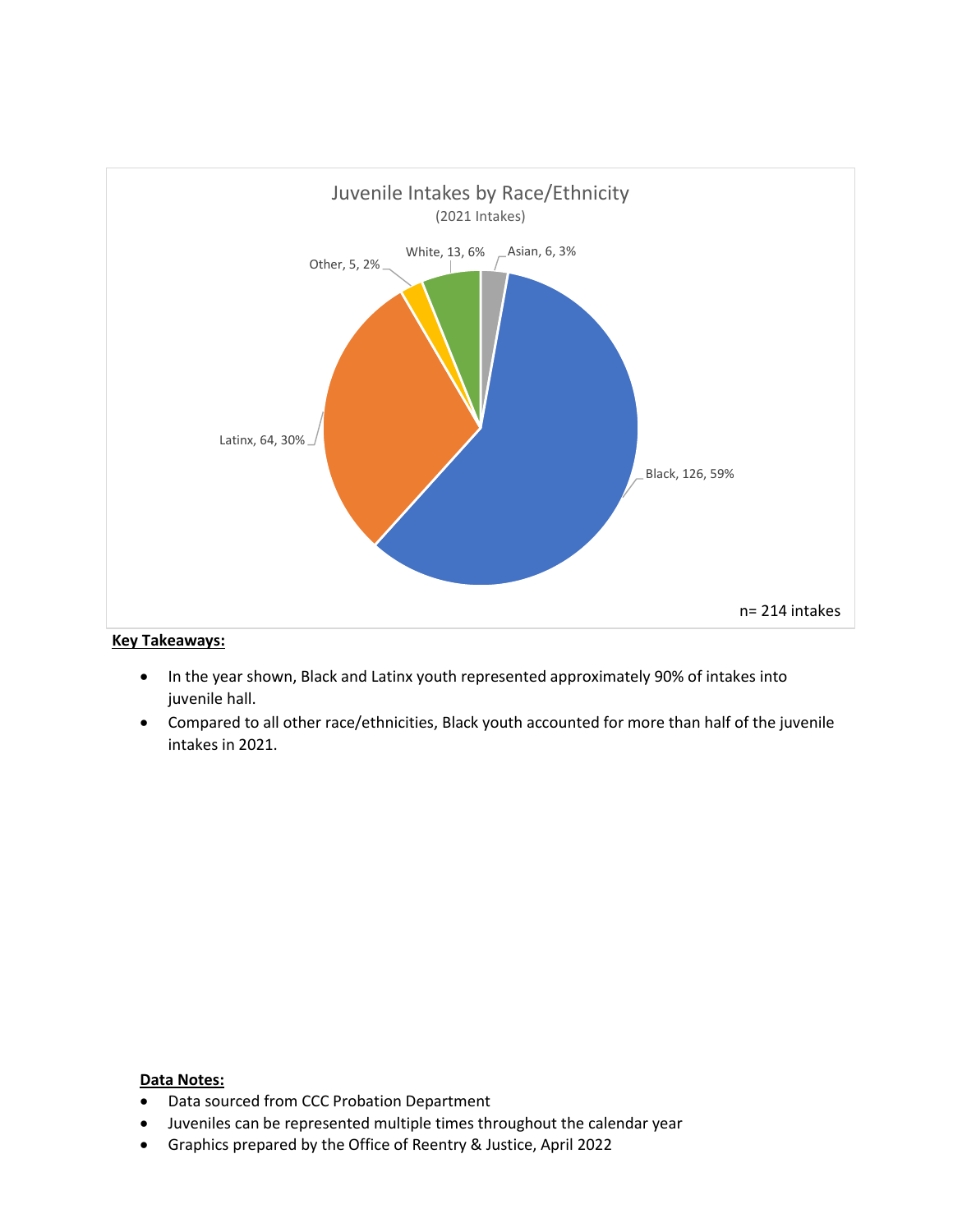Juvenile Intakes by Race/Ethnicity

(2021 Intakes)

Asian, 6, 3%

White, 13, 6%

Other, 5, 2%

Latinx, 64, 30%

Black, 126, 59%

n= 214 intakes

**Key Takeaways:**

- In the year shown, Black and Latinx youth represented approximately 90% of intakes into juvenile hall.
- Compared to all other race/ethnicities, Black youth accounted for more than half of the juvenile intakes in 2021.

**Data Notes:**

- Data sourced from CCC Probation Department
- Juveniles can be represented multiple times throughout the calendar year
- Graphics prepared by the Office of Reentry & Justice, April 2022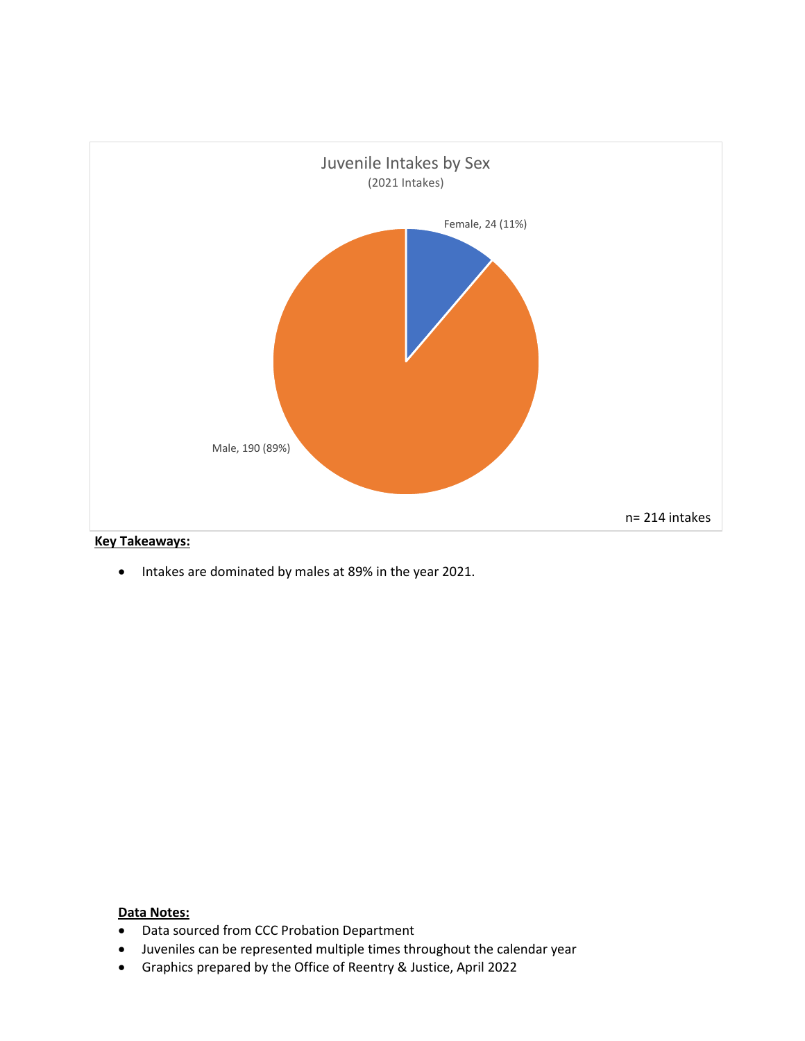Juvenile Intakes by Sex

(2021 Intakes)

Female, 24 (11%)

Male, 190 (89%)

n= 214 intakes

**Key Takeaways:**

- Intakes are dominated by males at 89% in the year 2021.

**Data Notes:**

- Data sourced from CCC Probation Department
- Juveniles can be represented multiple times throughout the calendar year
- Graphics prepared by the Office of Reentry & Justice, April 2022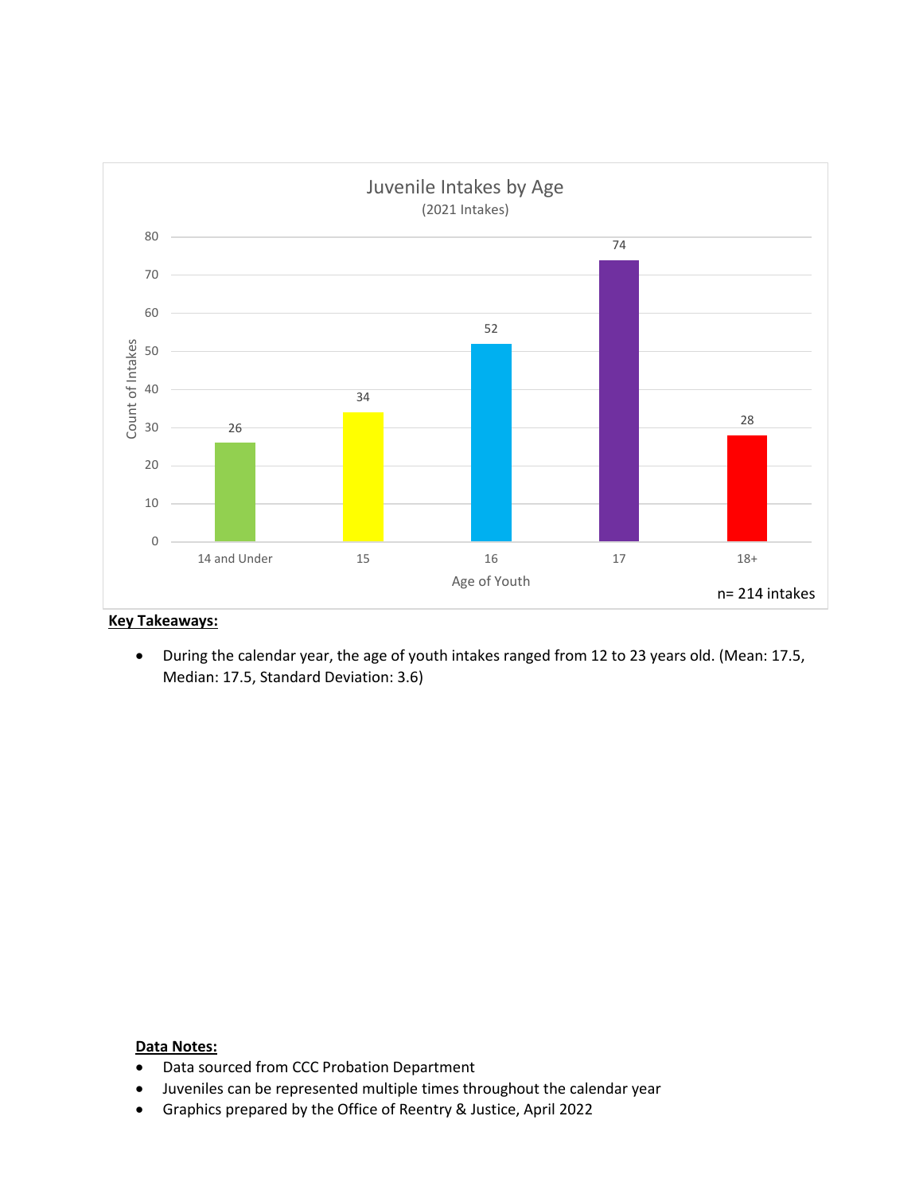## Juvenile Intakes by Age

(2021 Intakes)

| Age of Youth | Count of Intakes |
|---|---|
| 14 and Under | 26 |
| 15 | 34 |
| 16 | 52 |
| 17 | 74 |
| 18+ | 28 |

n= 214 intakes

**Key Takeaways:**

- During the calendar year, the age of youth intakes ranged from 12 to 23 years old. (Mean: 17.5, Median: 17.5, Standard Deviation: 3.6)

**Data Notes:**

- Data sourced from CCC Probation Department
- Juveniles can be represented multiple times throughout the calendar year
- Graphics prepared by the Office of Reentry & Justice, April 2022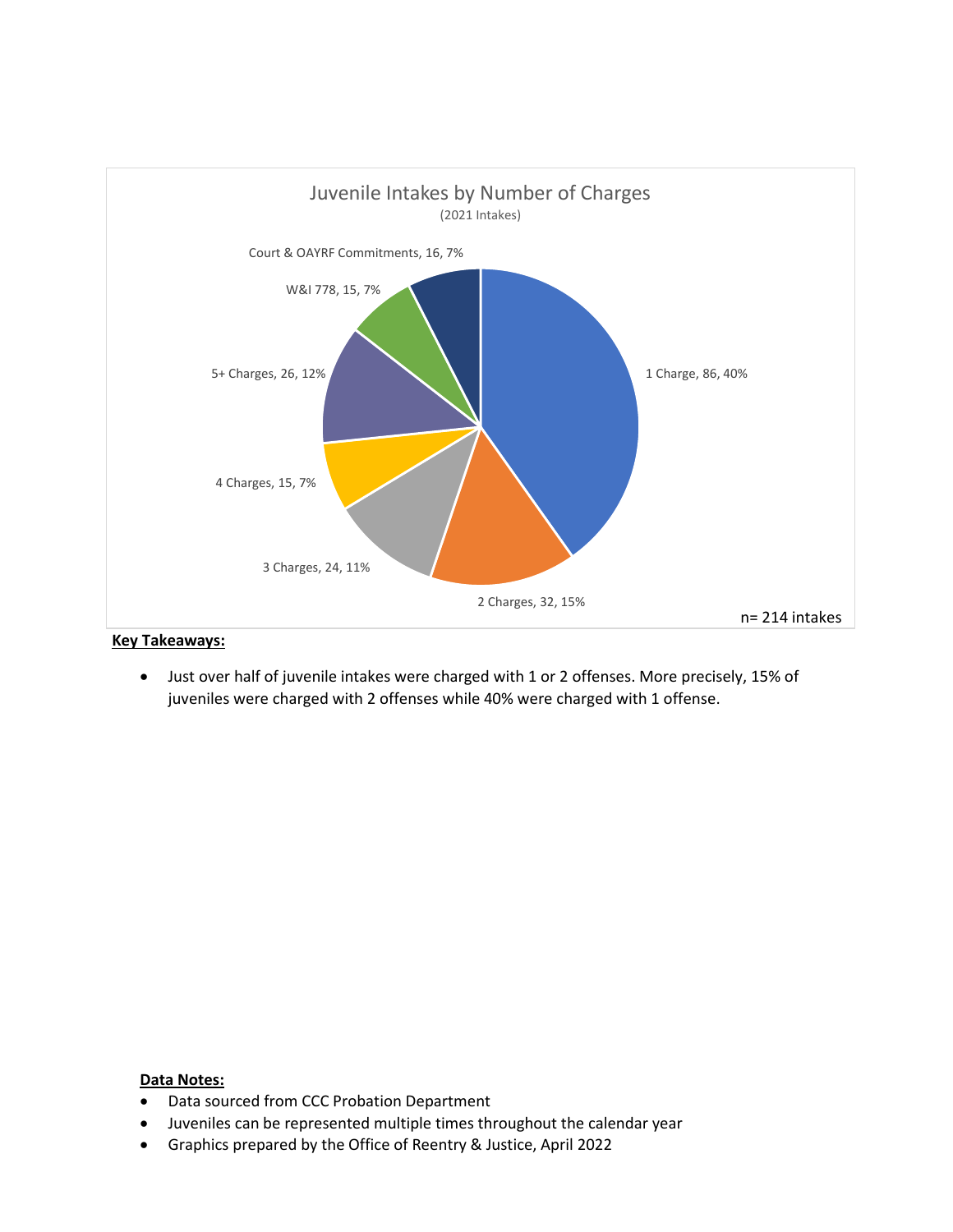Juvenile Intakes by Number of Charges

(2021 Intakes)

| Category | Count | Percent |
|---|---|---|
| 1 Charge | 86 | 40% |
| 2 Charges | 32 | 15% |
| 3 Charges | 24 | 11% |
| 4 Charges | 15 | 7% |
| 5+ Charges | 26 | 12% |
| W&I 778 | 15 | 7% |
| Court & OAYRF Commitments | 16 | 7% |

n= 214 intakes

**Key Takeaways:**

- Just over half of juvenile intakes were charged with 1 or 2 offenses. More precisely, 15% of juveniles were charged with 2 offenses while 40% were charged with 1 offense.

**Data Notes:**

- Data sourced from CCC Probation Department
- Juveniles can be represented multiple times throughout the calendar year
- Graphics prepared by the Office of Reentry & Justice, April 2022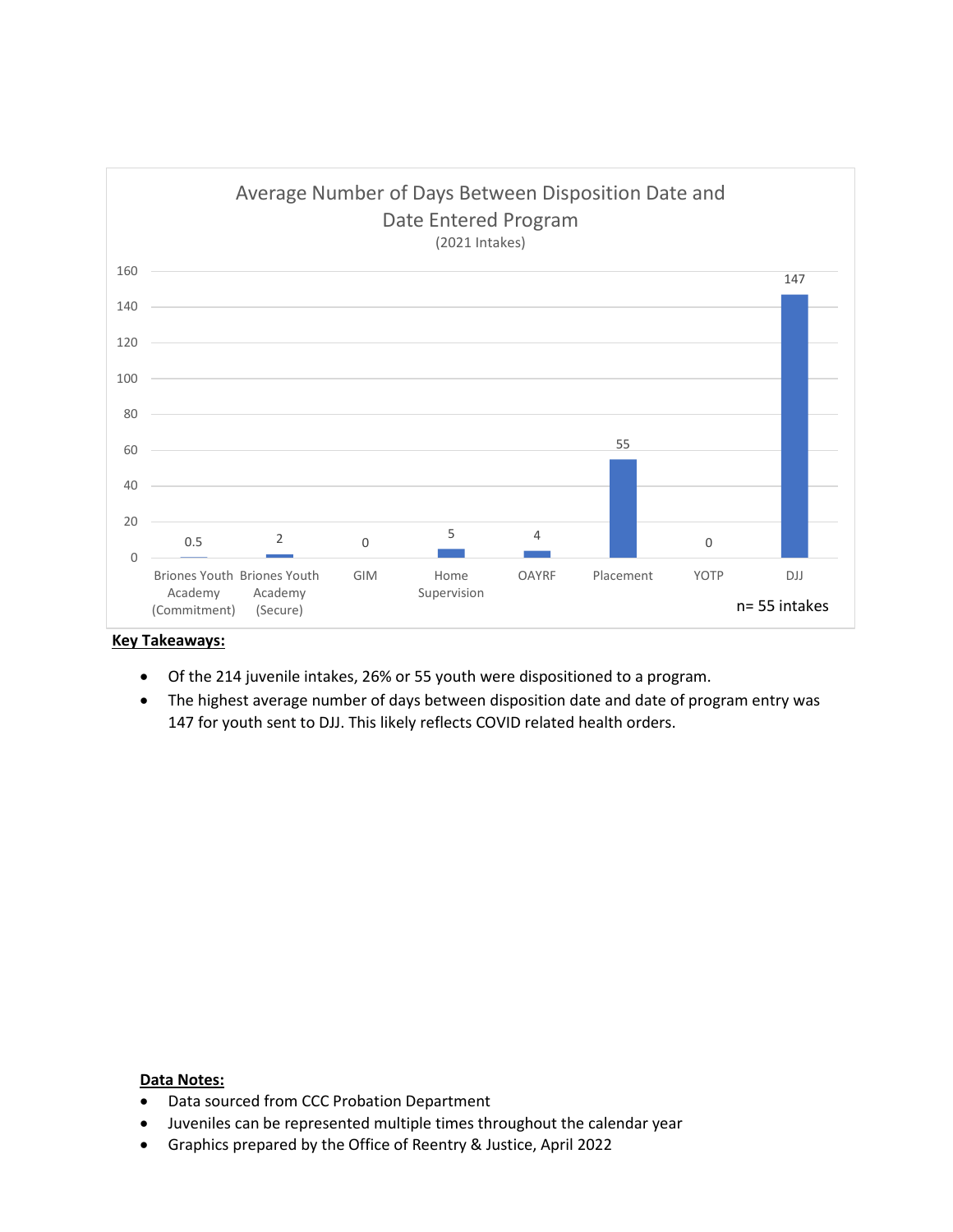## Average Number of Days Between Disposition Date and Date Entered Program

(2021 Intakes)

| Program | Average Number of Days |
|---|---|
| Briones Youth Academy (Commitment) | 0.5 |
| Briones Youth Academy (Secure) | 2 |
| GIM | 0 |
| Home Supervision | 5 |
| OAYRF | 4 |
| Placement | 55 |
| YOTP | 0 |
| DJJ | 147 |

n= 55 intakes

**Key Takeaways:**

- Of the 214 juvenile intakes, 26% or 55 youth were dispositioned to a program.
- The highest average number of days between disposition date and date of program entry was 147 for youth sent to DJJ. This likely reflects COVID related health orders.

**Data Notes:**

- Data sourced from CCC Probation Department
- Juveniles can be represented multiple times throughout the calendar year
- Graphics prepared by the Office of Reentry & Justice, April 2022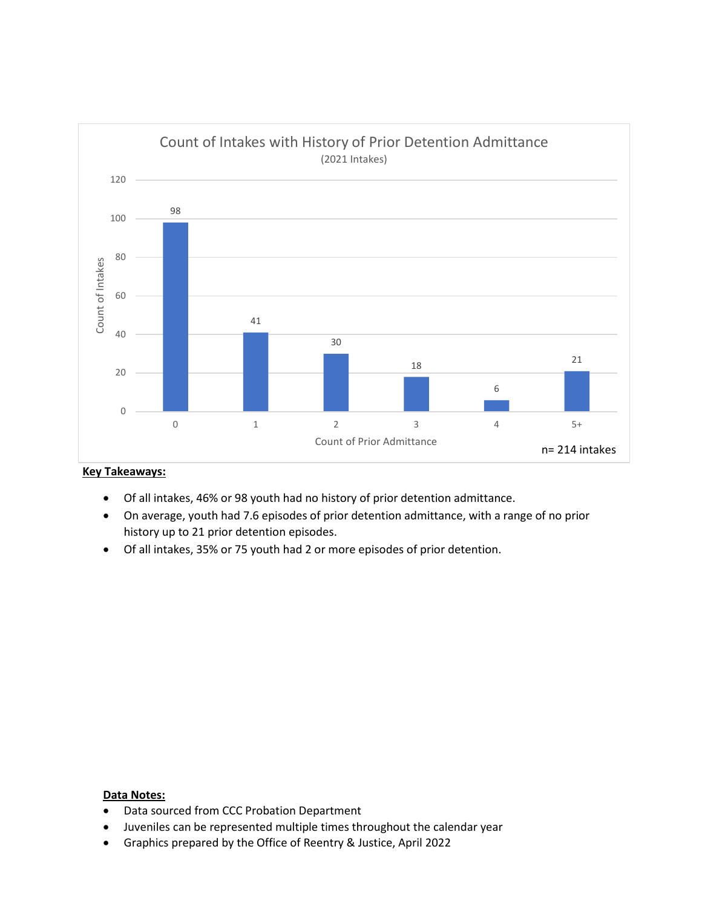## Count of Intakes with History of Prior Detention Admittance

(2021 Intakes)

| Count of Prior Admittance | Count of Intakes |
|---|---|
| 0 | 98 |
| 1 | 41 |
| 2 | 30 |
| 3 | 18 |
| 4 | 6 |
| 5+ | 21 |

n= 214 intakes

**Key Takeaways:**

- Of all intakes, 46% or 98 youth had no history of prior detention admittance.
- On average, youth had 7.6 episodes of prior detention admittance, with a range of no prior history up to 21 prior detention episodes.
- Of all intakes, 35% or 75 youth had 2 or more episodes of prior detention.

**Data Notes:**

- Data sourced from CCC Probation Department
- Juveniles can be represented multiple times throughout the calendar year
- Graphics prepared by the Office of Reentry & Justice, April 2022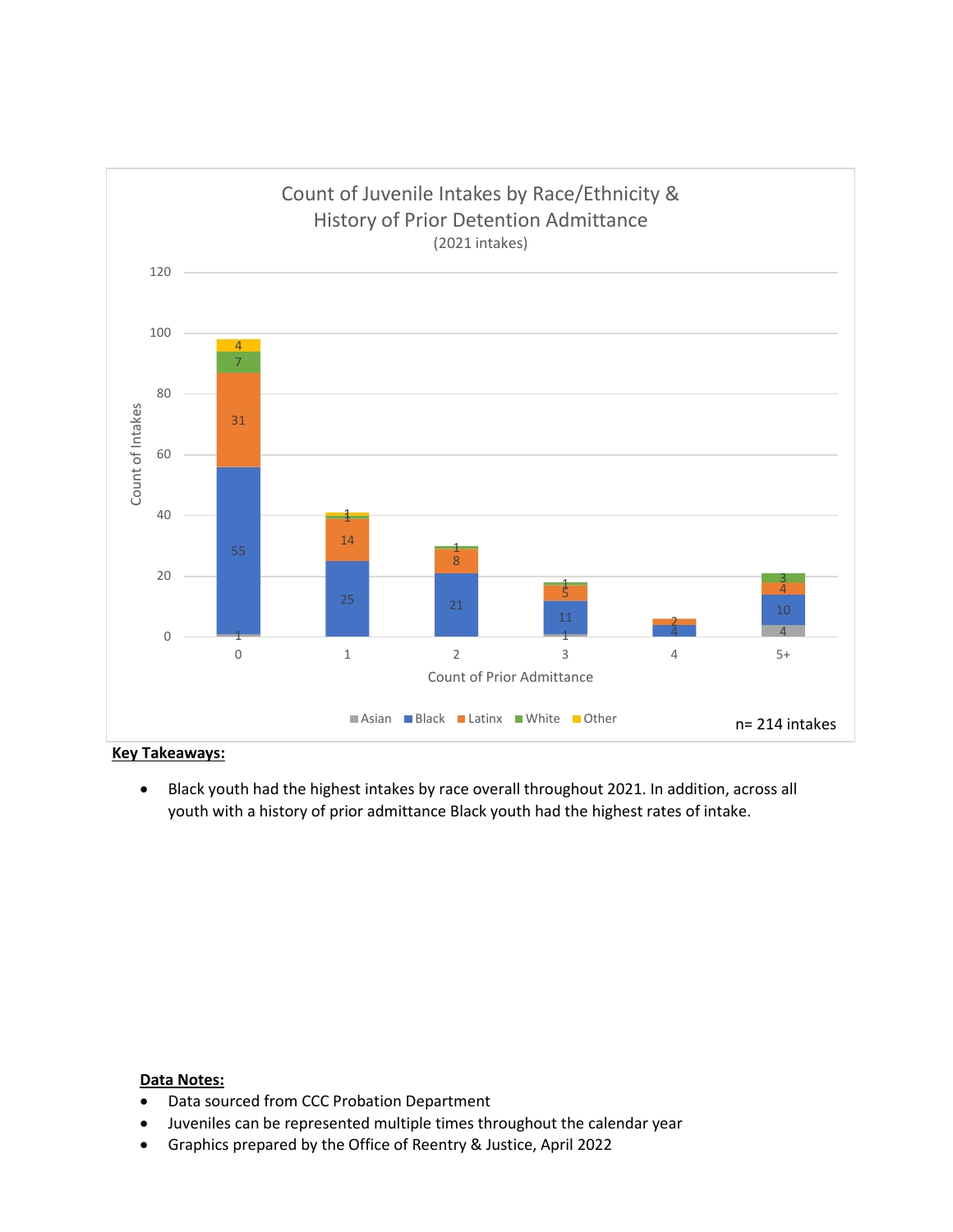Count of Juvenile Intakes by Race/Ethnicity & History of Prior Detention Admittance

(2021 intakes)

120
100
80
60
40
20
0

Count of Intakes

4
7
31
55
1

1
1
14
25

1
8
21

1
5
11
1

2
4

3
4
10
4

0 1 2 3 4 5+

Count of Prior Admittance

Asian Black Latinx White Other

n= 214 intakes

**Key Takeaways:**

- Black youth had the highest intakes by race overall throughout 2021. In addition, across all youth with a history of prior admittance Black youth had the highest rates of intake.

**Data Notes:**

- Data sourced from CCC Probation Department
- Juveniles can be represented multiple times throughout the calendar year
- Graphics prepared by the Office of Reentry & Justice, April 2022